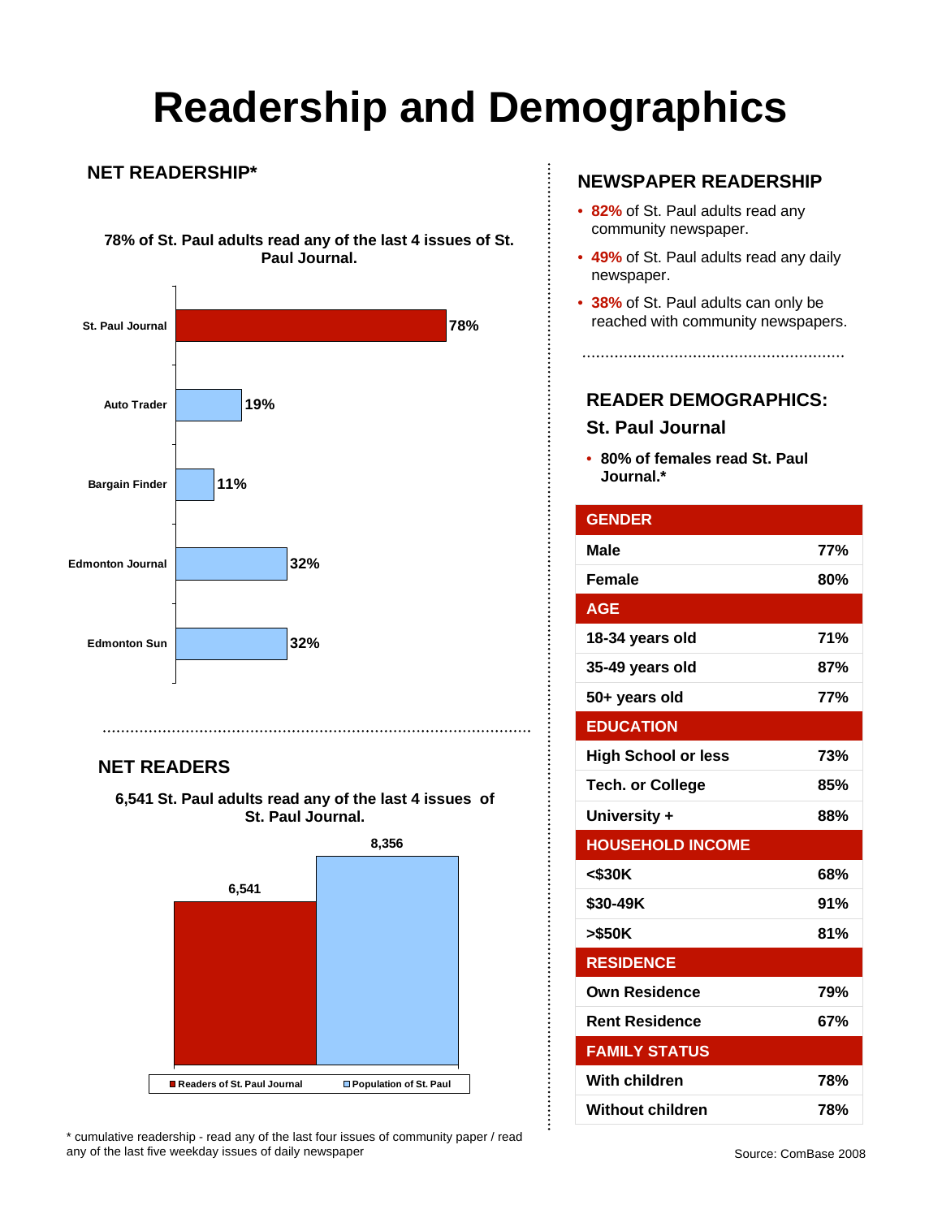# Readership and Demographics

## NET READERSHIP*

**78% of St. Paul adults read any of the last 4 issues of St. Paul Journal.**

| Publication | Net Readership |
|---|---|
| St. Paul Journal | 78% |
| Auto Trader | 19% |
| Bargain Finder | 11% |
| Edmonton Journal | 32% |
| Edmonton Sun | 32% |

## NET READERS

**6,541 St. Paul adults read any of the last 4 issues of St. Paul Journal.**

| | Count |
|---|---|
| Readers of St. Paul Journal | 6,541 |
| Population of St. Paul | 8,356 |

\* cumulative readership - read any of the last four issues of community paper / read any of the last five weekday issues of daily newspaper

## NEWSPAPER READERSHIP

- **82%** of St. Paul adults read any community newspaper.
- **49%** of St. Paul adults read any daily newspaper.
- **38%** of St. Paul adults can only be reached with community newspapers.

## READER DEMOGRAPHICS: St. Paul Journal

- **80% of females read St. Paul Journal.***

| GENDER | |
|---|---|
| Male | 77% |
| Female | 80% |
| **AGE** | |
| 18-34 years old | 71% |
| 35-49 years old | 87% |
| 50+ years old | 77% |
| **EDUCATION** | |
| High School or less | 73% |
| Tech. or College | 85% |
| University + | 88% |
| **HOUSEHOLD INCOME** | |
| <$30K | 68% |
| $30-49K | 91% |
| >$50K | 81% |
| **RESIDENCE** | |
| Own Residence | 79% |
| Rent Residence | 67% |
| **FAMILY STATUS** | |
| With children | 78% |
| Without children | 78% |

Source: ComBase 2008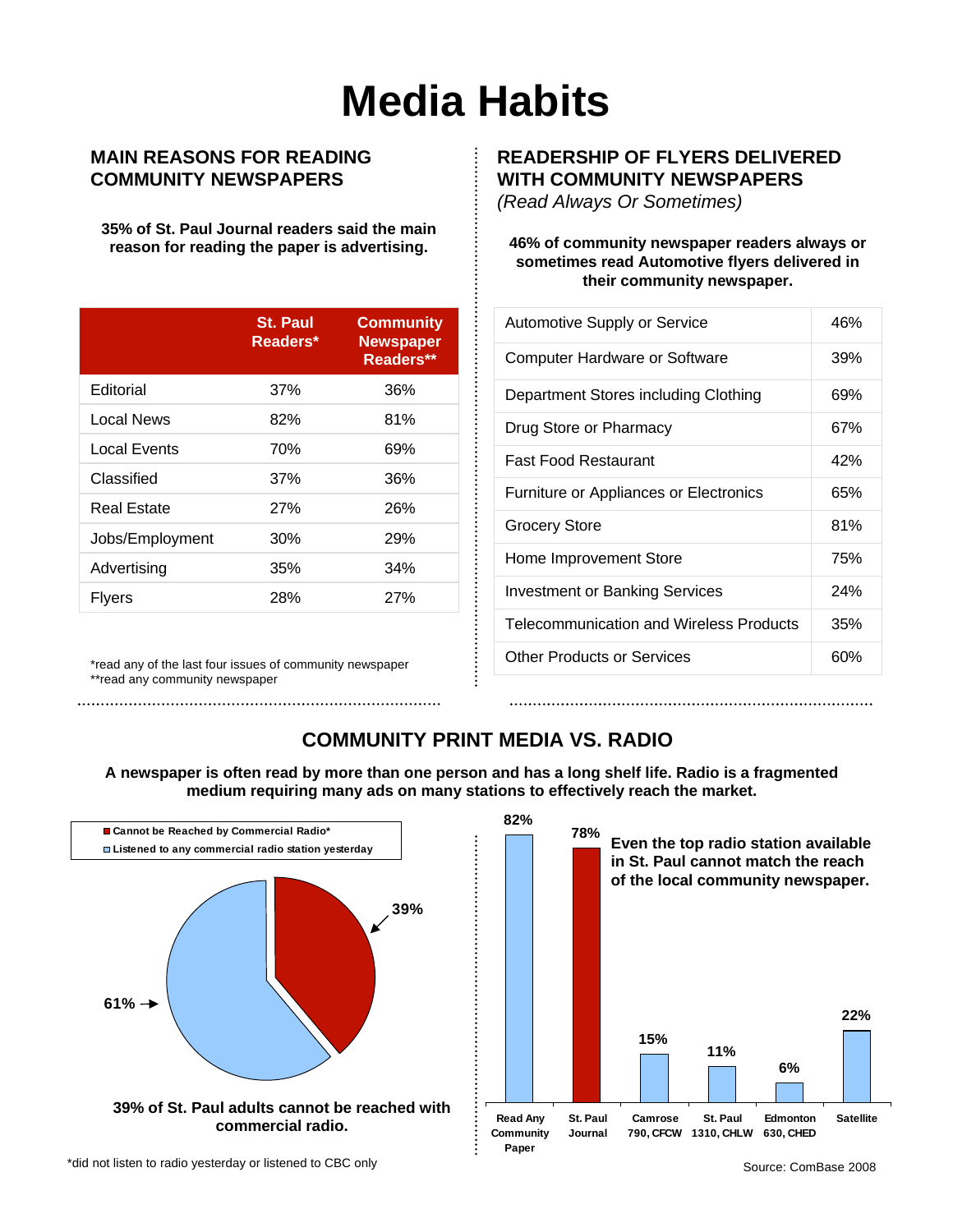# Media Habits

## MAIN REASONS FOR READING COMMUNITY NEWSPAPERS

**35% of St. Paul Journal readers said the main reason for reading the paper is advertising.**

| | St. Paul Readers* | Community Newspaper Readers** |
|---|---|---|
| Editorial | 37% | 36% |
| Local News | 82% | 81% |
| Local Events | 70% | 69% |
| Classified | 37% | 36% |
| Real Estate | 27% | 26% |
| Jobs/Employment | 30% | 29% |
| Advertising | 35% | 34% |
| Flyers | 28% | 27% |

*read any of the last four issues of community newspaper
**read any community newspaper

## READERSHIP OF FLYERS DELIVERED WITH COMMUNITY NEWSPAPERS

*(Read Always Or Sometimes)*

**46% of community newspaper readers always or sometimes read Automotive flyers delivered in their community newspaper.**

| | |
|---|---|
| Automotive Supply or Service | 46% |
| Computer Hardware or Software | 39% |
| Department Stores including Clothing | 69% |
| Drug Store or Pharmacy | 67% |
| Fast Food Restaurant | 42% |
| Furniture or Appliances or Electronics | 65% |
| Grocery Store | 81% |
| Home Improvement Store | 75% |
| Investment or Banking Services | 24% |
| Telecommunication and Wireless Products | 35% |
| Other Products or Services | 60% |

## COMMUNITY PRINT MEDIA VS. RADIO

**A newspaper is often read by more than one person and has a long shelf life. Radio is a fragmented medium requiring many ads on many stations to effectively reach the market.**

Cannot be Reached by Commercial Radio*
Listened to any commercial radio station yesterday

39%
61%

**39% of St. Paul adults cannot be reached with commercial radio.**

*did not listen to radio yesterday or listened to CBC only

**Even the top radio station available in St. Paul cannot match the reach of the local community newspaper.**

82% Read Any Community Paper
78% St. Paul Journal
15% Camrose 790, CFCW
11% St. Paul 1310, CHLW
6% Edmonton 630, CHED
22% Satellite

Source: ComBase 2008